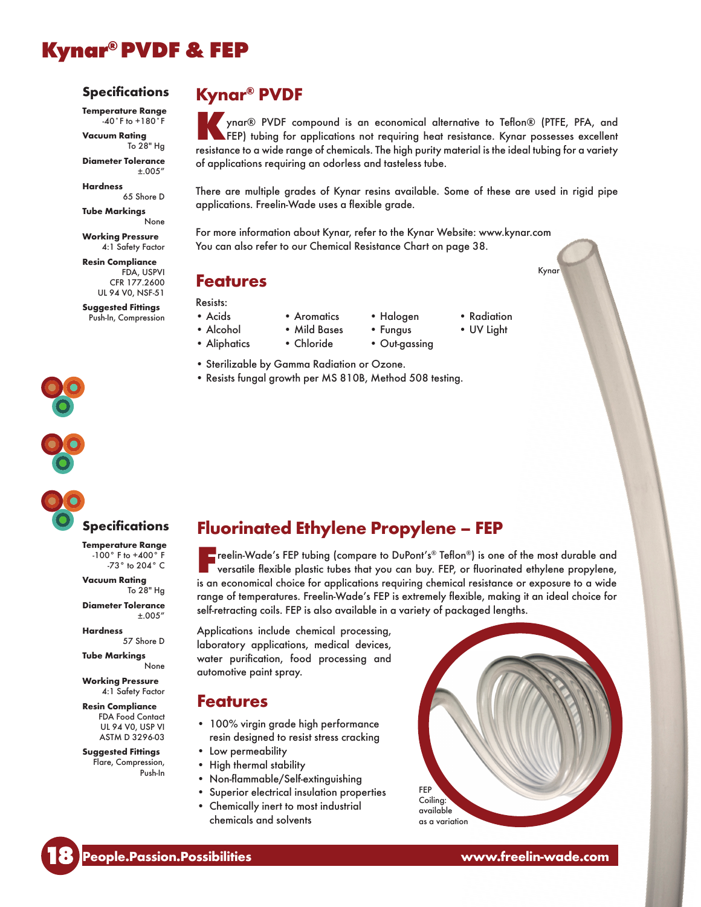# Kynar® PVDF & FEP

### Specifications

**Temperature Range**
-40˚F to +180˚F

**Vacuum Rating**
To 28" Hg

**Diameter Tolerance**
±.005"

**Hardness**
65 Shore D

**Tube Markings**
None

**Working Pressure**
4:1 Safety Factor

**Resin Compliance**
FDA, USPVI
CFR 177.2600
UL 94 V0, NSF-51

**Suggested Fittings**
Push-In, Compression

## Kynar® PVDF

Kynar® PVDF compound is an economical alternative to Teflon® (PTFE, PFA, and FEP) tubing for applications not requiring heat resistance. Kynar possesses excellent resistance to a wide range of chemicals. The high purity material is the ideal tubing for a variety of applications requiring an odorless and tasteless tube.

There are multiple grades of Kynar resins available. Some of these are used in rigid pipe applications. Freelin-Wade uses a flexible grade.

For more information about Kynar, refer to the Kynar Website: www.kynar.com
You can also refer to our Chemical Resistance Chart on page 38.

Kynar

## Features

Resists:

- Acids
- Alcohol
- Aliphatics
- Aromatics
- Mild Bases
- Chloride
- Halogen
- Fungus
- Out-gassing
- Radiation
- UV Light

- Sterilizable by Gamma Radiation or Ozone.
- Resists fungal growth per MS 810B, Method 508 testing.

### Specifications

**Temperature Range**
-100° F to +400° F
-73° to 204° C

**Vacuum Rating**
To 28" Hg

**Diameter Tolerance**
±.005"

**Hardness**
57 Shore D

**Tube Markings**
None

**Working Pressure**
4:1 Safety Factor

**Resin Compliance**
FDA Food Contact
UL 94 V0, USP VI
ASTM D 3296-03

**Suggested Fittings**
Flare, Compression,
Push-In

## Fluorinated Ethylene Propylene – FEP

Freelin-Wade's FEP tubing (compare to DuPont's® Teflon®) is one of the most durable and versatile flexible plastic tubes that you can buy. FEP, or fluorinated ethylene propylene, is an economical choice for applications requiring chemical resistance or exposure to a wide range of temperatures. Freelin-Wade's FEP is extremely flexible, making it an ideal choice for self-retracting coils. FEP is also available in a variety of packaged lengths.

Applications include chemical processing, laboratory applications, medical devices, water purification, food processing and automotive paint spray.

## Features

- 100% virgin grade high performance resin designed to resist stress cracking
- Low permeability
- High thermal stability
- Non-flammable/Self-extinguishing
- Superior electrical insulation properties
- Chemically inert to most industrial chemicals and solvents

FEP Coiling: available as a variation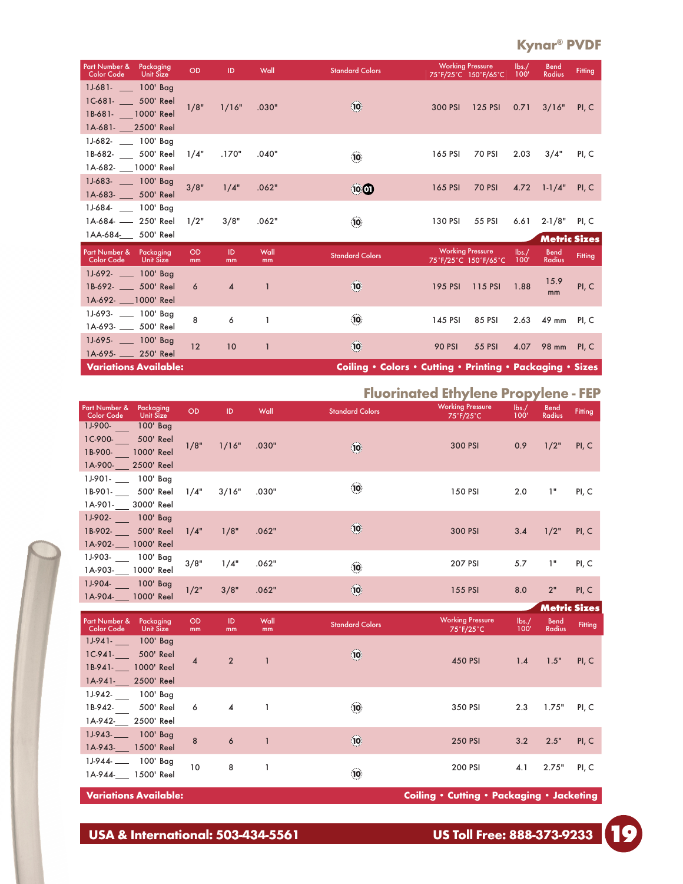## Kynar® PVDF

| Part Number & Color Code | Packaging Unit Size | OD | ID | Wall | Standard Colors | Working Pressure 75°F/25°C | Working Pressure 150°F/65°C | lbs./ 100' | Bend Radius | Fitting |
|---|---|---|---|---|---|---|---|---|---|---|
| 1J-681- ___ | 100' Bag | 1/8" | 1/16" | .030" | 10 | 300 PSI | 125 PSI | 0.71 | 3/16" | PI, C |
| 1C-681- ___ | 500' Reel | | | | | | | | | |
| 1B-681- ___ | 1000' Reel | | | | | | | | | |
| 1A-681- ___ | 2500' Reel | | | | | | | | | |
| 1J-682- ___ | 100' Bag | 1/4" | .170" | .040" | 10 | 165 PSI | 70 PSI | 2.03 | 3/4" | PI, C |
| 1B-682- ___ | 500' Reel | | | | | | | | | |
| 1A-682- ___ | 1000' Reel | | | | | | | | | |
| 1J-683- ___ | 100' Bag | 3/8" | 1/4" | .062" | 10, 01 | 165 PSI | 70 PSI | 4.72 | 1-1/4" | PI, C |
| 1A-683- ___ | 500' Reel | | | | | | | | | |
| 1J-684- ___ | 100' Bag | 1/2" | 3/8" | .062" | 10 | 130 PSI | 55 PSI | 6.61 | 2-1/8" | PI, C |
| 1A-684- ___ | 250' Reel | | | | | | | | | |
| 1AA-684- ___ | 500' Reel | | | | | | | | | |

### Metric Sizes

| Part Number & Color Code | Packaging Unit Size | OD mm | ID mm | Wall mm | Standard Colors | Working Pressure 75°F/25°C | Working Pressure 150°F/65°C | lbs./ 100' | Bend Radius | Fitting |
|---|---|---|---|---|---|---|---|---|---|---|
| 1J-692- ___ | 100' Bag | 6 | 4 | 1 | 10 | 195 PSI | 115 PSI | 1.88 | 15.9 mm | PI, C |
| 1B-692- ___ | 500' Reel | | | | | | | | | |
| 1A-692- ___ | 1000' Reel | | | | | | | | | |
| 1J-693- ___ | 100' Bag | 8 | 6 | 1 | 10 | 145 PSI | 85 PSI | 2.63 | 49 mm | PI, C |
| 1A-693- ___ | 500' Reel | | | | | | | | | |
| 1J-695- ___ | 100' Bag | 12 | 10 | 1 | 10 | 90 PSI | 55 PSI | 4.07 | 98 mm | PI, C |
| 1A-695- ___ | 250' Reel | | | | | | | | | |

**Variations Available:** Coiling • Colors • Cutting • Printing • Packaging • Sizes

## Fluorinated Ethylene Propylene - FEP

| Part Number & Color Code | Packaging Unit Size | OD | ID | Wall | Standard Colors | Working Pressure 75°F/25°C | lbs./ 100' | Bend Radius | Fitting |
|---|---|---|---|---|---|---|---|---|---|
| 1J-900- ___ | 100' Bag | 1/8" | 1/16" | .030" | 10 | 300 PSI | 0.9 | 1/2" | PI, C |
| 1C-900- ___ | 500' Reel | | | | | | | | |
| 1B-900- ___ | 1000' Reel | | | | | | | | |
| 1A-900- ___ | 2500' Reel | | | | | | | | |
| 1J-901- ___ | 100' Bag | 1/4" | 3/16" | .030" | 10 | 150 PSI | 2.0 | 1" | PI, C |
| 1B-901- ___ | 500' Reel | | | | | | | | |
| 1A-901- ___ | 3000' Reel | | | | | | | | |
| 1J-902- ___ | 100' Bag | 1/4" | 1/8" | .062" | 10 | 300 PSI | 3.4 | 1/2" | PI, C |
| 1B-902- ___ | 500' Reel | | | | | | | | |
| 1A-902- ___ | 1000' Reel | | | | | | | | |
| 1J-903- ___ | 100' Bag | 3/8" | 1/4" | .062" | 10 | 207 PSI | 5.7 | 1" | PI, C |
| 1A-903- ___ | 1000' Reel | | | | | | | | |
| 1J-904- ___ | 100' Bag | 1/2" | 3/8" | .062" | 10 | 155 PSI | 8.0 | 2" | PI, C |
| 1A-904- ___ | 1000' Reel | | | | | | | | |

### Metric Sizes

| Part Number & Color Code | Packaging Unit Size | OD mm | ID mm | Wall mm | Standard Colors | Working Pressure 75°F/25°C | lbs./ 100' | Bend Radius | Fitting |
|---|---|---|---|---|---|---|---|---|---|
| 1J-941- ___ | 100' Bag | 4 | 2 | 1 | 10 | 450 PSI | 1.4 | 1.5" | PI, C |
| 1C-941- ___ | 500' Reel | | | | | | | | |
| 1B-941- ___ | 1000' Reel | | | | | | | | |
| 1A-941- ___ | 2500' Reel | | | | | | | | |
| 1J-942- ___ | 100' Bag | 6 | 4 | 1 | 10 | 350 PSI | 2.3 | 1.75" | PI, C |
| 1B-942- ___ | 500' Reel | | | | | | | | |
| 1A-942- ___ | 2500' Reel | | | | | | | | |
| 1J-943- ___ | 100' Bag | 8 | 6 | 1 | 10 | 250 PSI | 3.2 | 2.5" | PI, C |
| 1A-943- ___ | 1500' Reel | | | | | | | | |
| 1J-944- ___ | 100' Bag | 10 | 8 | 1 | 10 | 200 PSI | 4.1 | 2.75" | PI, C |
| 1A-944- ___ | 1500' Reel | | | | | | | | |

**Variations Available:** Coiling • Cutting • Packaging • Jacketing

**USA & International: 503-434-5561** **US Toll Free: 888-373-9233**